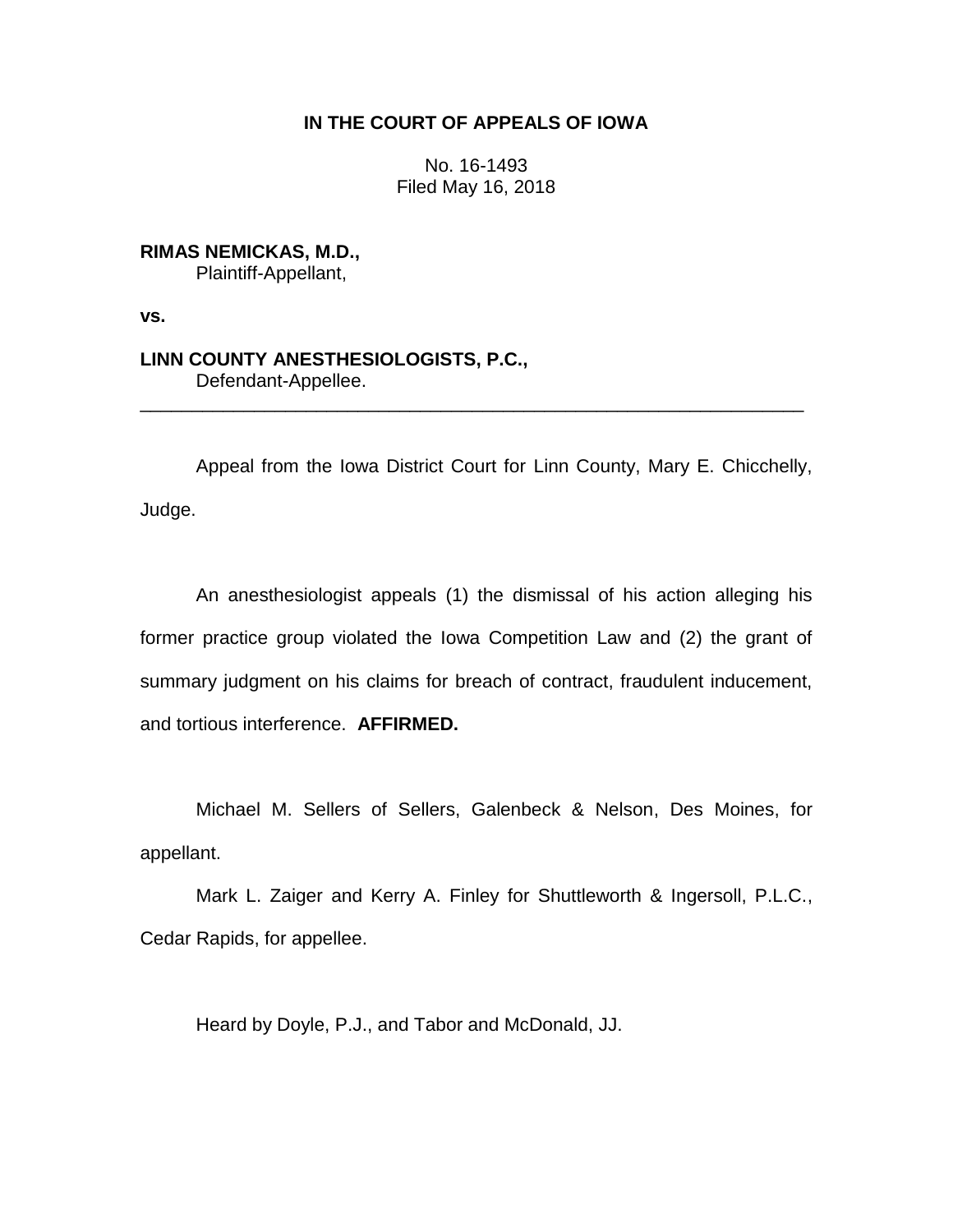**IN THE COURT OF APPEALS OF IOWA**

No. 16-1493
Filed May 16, 2018

**RIMAS NEMICKAS, M.D.,**
Plaintiff-Appellant,

**vs.**

**LINN COUNTY ANESTHESIOLOGISTS, P.C.,**
Defendant-Appellee.

---

Appeal from the Iowa District Court for Linn County, Mary E. Chicchelly, Judge.

An anesthesiologist appeals (1) the dismissal of his action alleging his former practice group violated the Iowa Competition Law and (2) the grant of summary judgment on his claims for breach of contract, fraudulent inducement, and tortious interference. **AFFIRMED.**

Michael M. Sellers of Sellers, Galenbeck & Nelson, Des Moines, for appellant.

Mark L. Zaiger and Kerry A. Finley for Shuttleworth & Ingersoll, P.L.C., Cedar Rapids, for appellee.

Heard by Doyle, P.J., and Tabor and McDonald, JJ.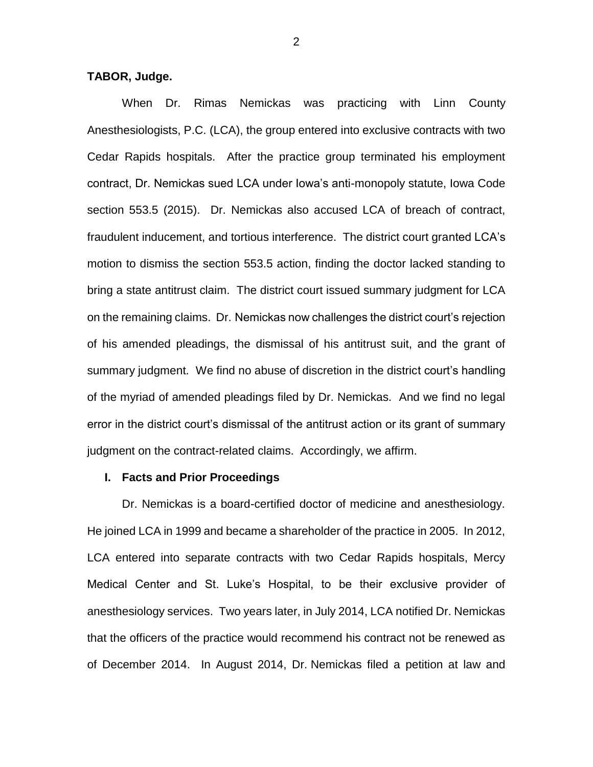**TABOR, Judge.**

When Dr. Rimas Nemickas was practicing with Linn County Anesthesiologists, P.C. (LCA), the group entered into exclusive contracts with two Cedar Rapids hospitals. After the practice group terminated his employment contract, Dr. Nemickas sued LCA under Iowa's anti-monopoly statute, Iowa Code section 553.5 (2015). Dr. Nemickas also accused LCA of breach of contract, fraudulent inducement, and tortious interference. The district court granted LCA's motion to dismiss the section 553.5 action, finding the doctor lacked standing to bring a state antitrust claim. The district court issued summary judgment for LCA on the remaining claims. Dr. Nemickas now challenges the district court's rejection of his amended pleadings, the dismissal of his antitrust suit, and the grant of summary judgment. We find no abuse of discretion in the district court's handling of the myriad of amended pleadings filed by Dr. Nemickas. And we find no legal error in the district court's dismissal of the antitrust action or its grant of summary judgment on the contract-related claims. Accordingly, we affirm.

## I. Facts and Prior Proceedings

Dr. Nemickas is a board-certified doctor of medicine and anesthesiology. He joined LCA in 1999 and became a shareholder of the practice in 2005. In 2012, LCA entered into separate contracts with two Cedar Rapids hospitals, Mercy Medical Center and St. Luke's Hospital, to be their exclusive provider of anesthesiology services. Two years later, in July 2014, LCA notified Dr. Nemickas that the officers of the practice would recommend his contract not be renewed as of December 2014. In August 2014, Dr. Nemickas filed a petition at law and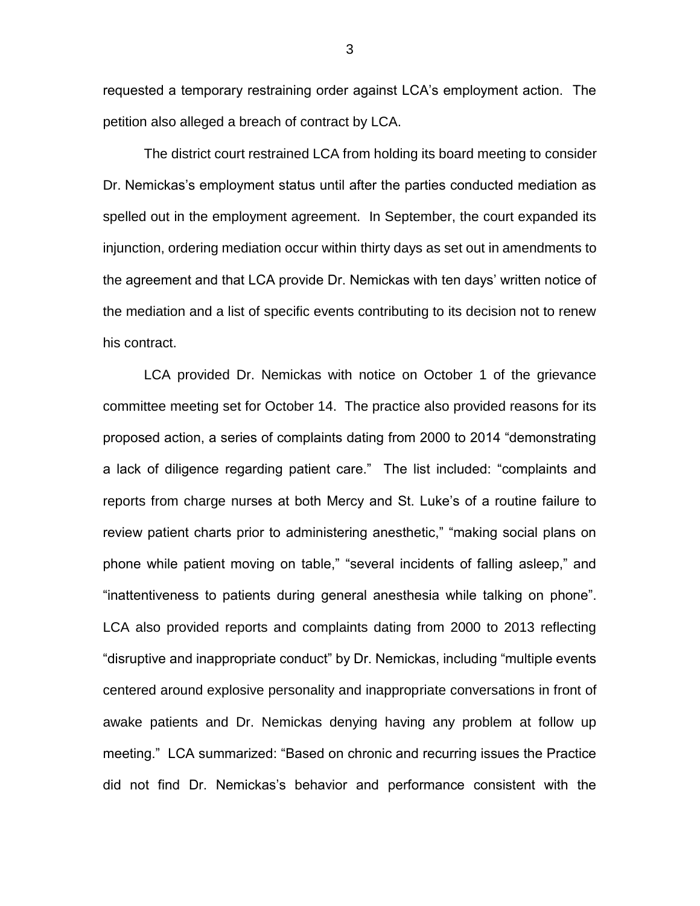requested a temporary restraining order against LCA's employment action. The petition also alleged a breach of contract by LCA.

The district court restrained LCA from holding its board meeting to consider Dr. Nemickas's employment status until after the parties conducted mediation as spelled out in the employment agreement. In September, the court expanded its injunction, ordering mediation occur within thirty days as set out in amendments to the agreement and that LCA provide Dr. Nemickas with ten days' written notice of the mediation and a list of specific events contributing to its decision not to renew his contract.

LCA provided Dr. Nemickas with notice on October 1 of the grievance committee meeting set for October 14. The practice also provided reasons for its proposed action, a series of complaints dating from 2000 to 2014 "demonstrating a lack of diligence regarding patient care." The list included: "complaints and reports from charge nurses at both Mercy and St. Luke's of a routine failure to review patient charts prior to administering anesthetic," "making social plans on phone while patient moving on table," "several incidents of falling asleep," and "inattentiveness to patients during general anesthesia while talking on phone". LCA also provided reports and complaints dating from 2000 to 2013 reflecting "disruptive and inappropriate conduct" by Dr. Nemickas, including "multiple events centered around explosive personality and inappropriate conversations in front of awake patients and Dr. Nemickas denying having any problem at follow up meeting." LCA summarized: "Based on chronic and recurring issues the Practice did not find Dr. Nemickas's behavior and performance consistent with the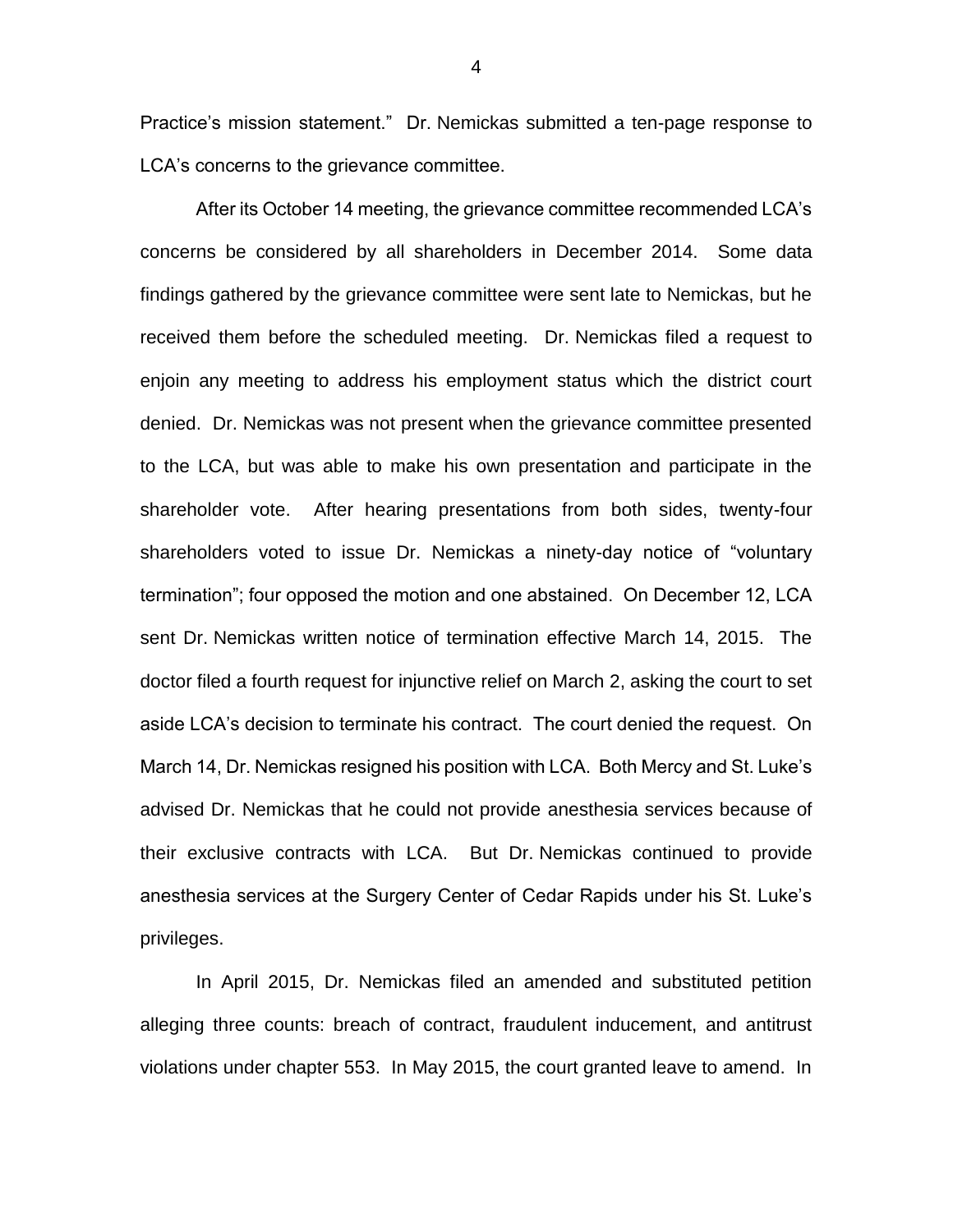Practice's mission statement." Dr. Nemickas submitted a ten-page response to LCA's concerns to the grievance committee.

After its October 14 meeting, the grievance committee recommended LCA's concerns be considered by all shareholders in December 2014. Some data findings gathered by the grievance committee were sent late to Nemickas, but he received them before the scheduled meeting. Dr. Nemickas filed a request to enjoin any meeting to address his employment status which the district court denied. Dr. Nemickas was not present when the grievance committee presented to the LCA, but was able to make his own presentation and participate in the shareholder vote. After hearing presentations from both sides, twenty-four shareholders voted to issue Dr. Nemickas a ninety-day notice of "voluntary termination"; four opposed the motion and one abstained. On December 12, LCA sent Dr. Nemickas written notice of termination effective March 14, 2015. The doctor filed a fourth request for injunctive relief on March 2, asking the court to set aside LCA's decision to terminate his contract. The court denied the request. On March 14, Dr. Nemickas resigned his position with LCA. Both Mercy and St. Luke's advised Dr. Nemickas that he could not provide anesthesia services because of their exclusive contracts with LCA. But Dr. Nemickas continued to provide anesthesia services at the Surgery Center of Cedar Rapids under his St. Luke's privileges.

In April 2015, Dr. Nemickas filed an amended and substituted petition alleging three counts: breach of contract, fraudulent inducement, and antitrust violations under chapter 553. In May 2015, the court granted leave to amend. In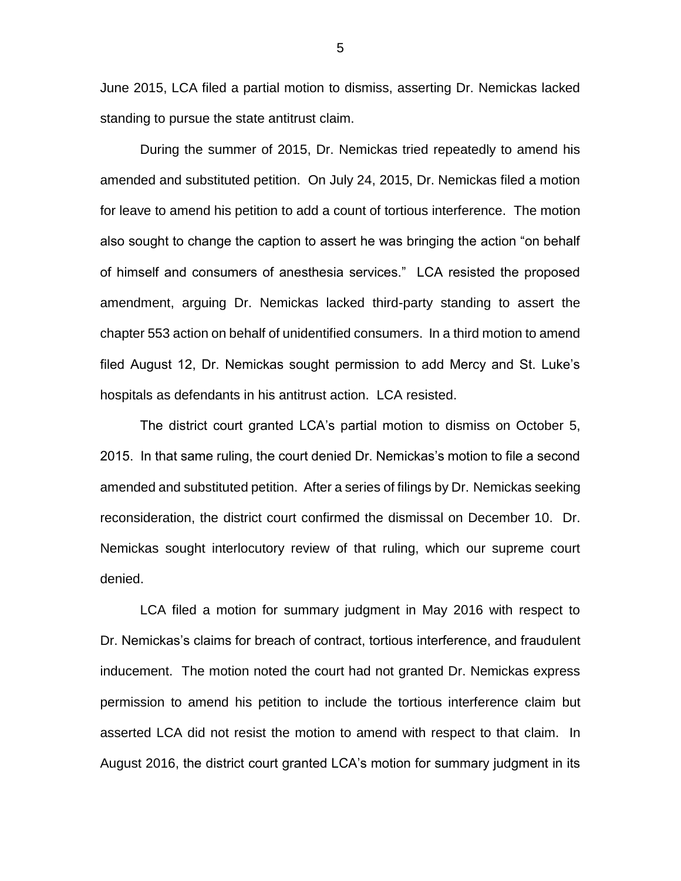June 2015, LCA filed a partial motion to dismiss, asserting Dr. Nemickas lacked standing to pursue the state antitrust claim.

During the summer of 2015, Dr. Nemickas tried repeatedly to amend his amended and substituted petition. On July 24, 2015, Dr. Nemickas filed a motion for leave to amend his petition to add a count of tortious interference. The motion also sought to change the caption to assert he was bringing the action "on behalf of himself and consumers of anesthesia services." LCA resisted the proposed amendment, arguing Dr. Nemickas lacked third-party standing to assert the chapter 553 action on behalf of unidentified consumers. In a third motion to amend filed August 12, Dr. Nemickas sought permission to add Mercy and St. Luke's hospitals as defendants in his antitrust action. LCA resisted.

The district court granted LCA's partial motion to dismiss on October 5, 2015. In that same ruling, the court denied Dr. Nemickas's motion to file a second amended and substituted petition. After a series of filings by Dr. Nemickas seeking reconsideration, the district court confirmed the dismissal on December 10. Dr. Nemickas sought interlocutory review of that ruling, which our supreme court denied.

LCA filed a motion for summary judgment in May 2016 with respect to Dr. Nemickas's claims for breach of contract, tortious interference, and fraudulent inducement. The motion noted the court had not granted Dr. Nemickas express permission to amend his petition to include the tortious interference claim but asserted LCA did not resist the motion to amend with respect to that claim. In August 2016, the district court granted LCA's motion for summary judgment in its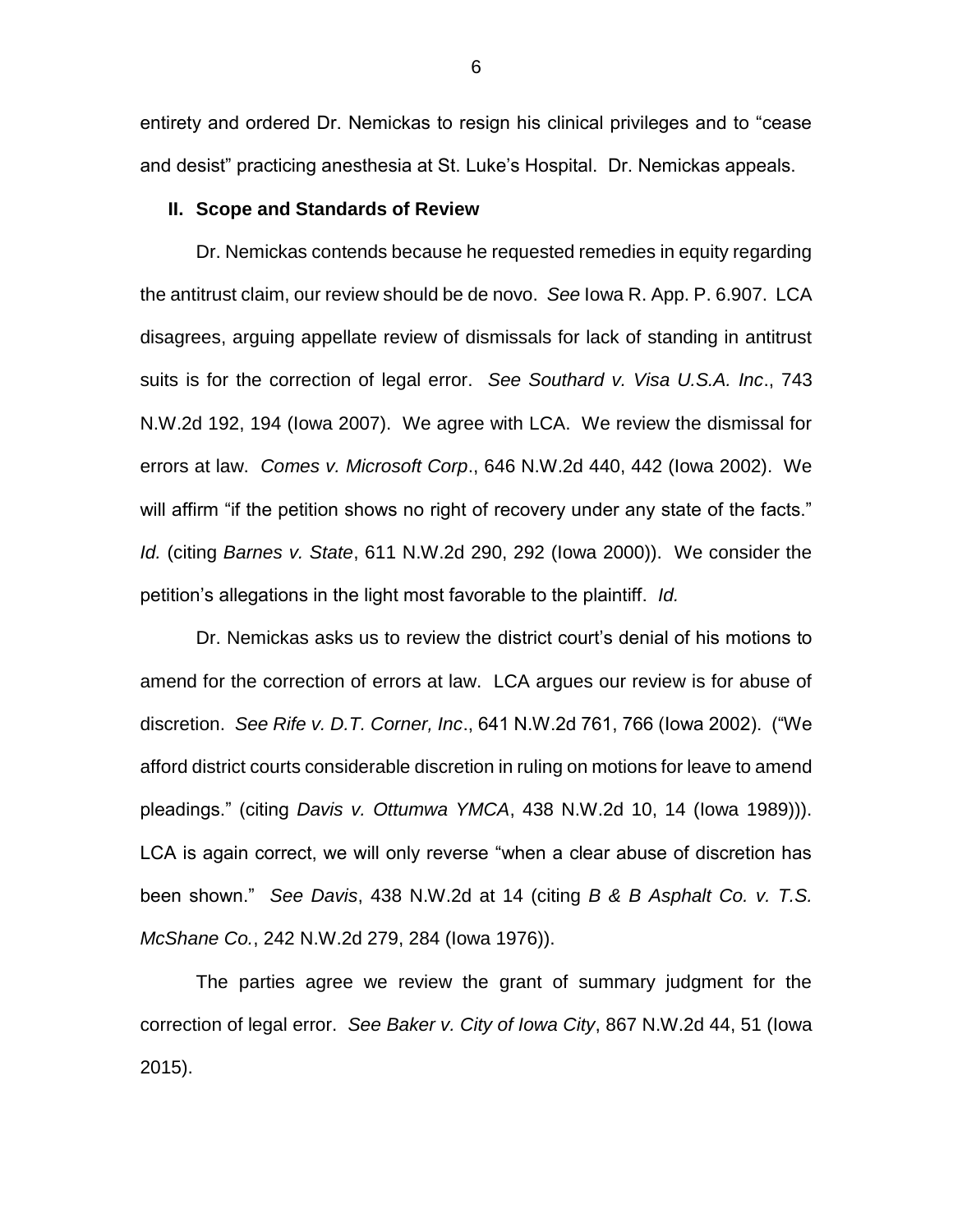entirety and ordered Dr. Nemickas to resign his clinical privileges and to "cease and desist" practicing anesthesia at St. Luke's Hospital. Dr. Nemickas appeals.

## II. Scope and Standards of Review

Dr. Nemickas contends because he requested remedies in equity regarding the antitrust claim, our review should be de novo. *See* Iowa R. App. P. 6.907. LCA disagrees, arguing appellate review of dismissals for lack of standing in antitrust suits is for the correction of legal error. *See Southard v. Visa U.S.A. Inc*., 743 N.W.2d 192, 194 (Iowa 2007). We agree with LCA. We review the dismissal for errors at law. *Comes v. Microsoft Corp*., 646 N.W.2d 440, 442 (Iowa 2002). We will affirm "if the petition shows no right of recovery under any state of the facts." *Id.* (citing *Barnes v. State*, 611 N.W.2d 290, 292 (Iowa 2000)). We consider the petition's allegations in the light most favorable to the plaintiff. *Id.*

Dr. Nemickas asks us to review the district court's denial of his motions to amend for the correction of errors at law. LCA argues our review is for abuse of discretion. *See Rife v. D.T. Corner, Inc*., 641 N.W.2d 761, 766 (Iowa 2002). ("We afford district courts considerable discretion in ruling on motions for leave to amend pleadings." (citing *Davis v. Ottumwa YMCA*, 438 N.W.2d 10, 14 (Iowa 1989))). LCA is again correct, we will only reverse "when a clear abuse of discretion has been shown." *See Davis*, 438 N.W.2d at 14 (citing *B & B Asphalt Co. v. T.S. McShane Co.*, 242 N.W.2d 279, 284 (Iowa 1976)).

The parties agree we review the grant of summary judgment for the correction of legal error. *See Baker v. City of Iowa City*, 867 N.W.2d 44, 51 (Iowa 2015).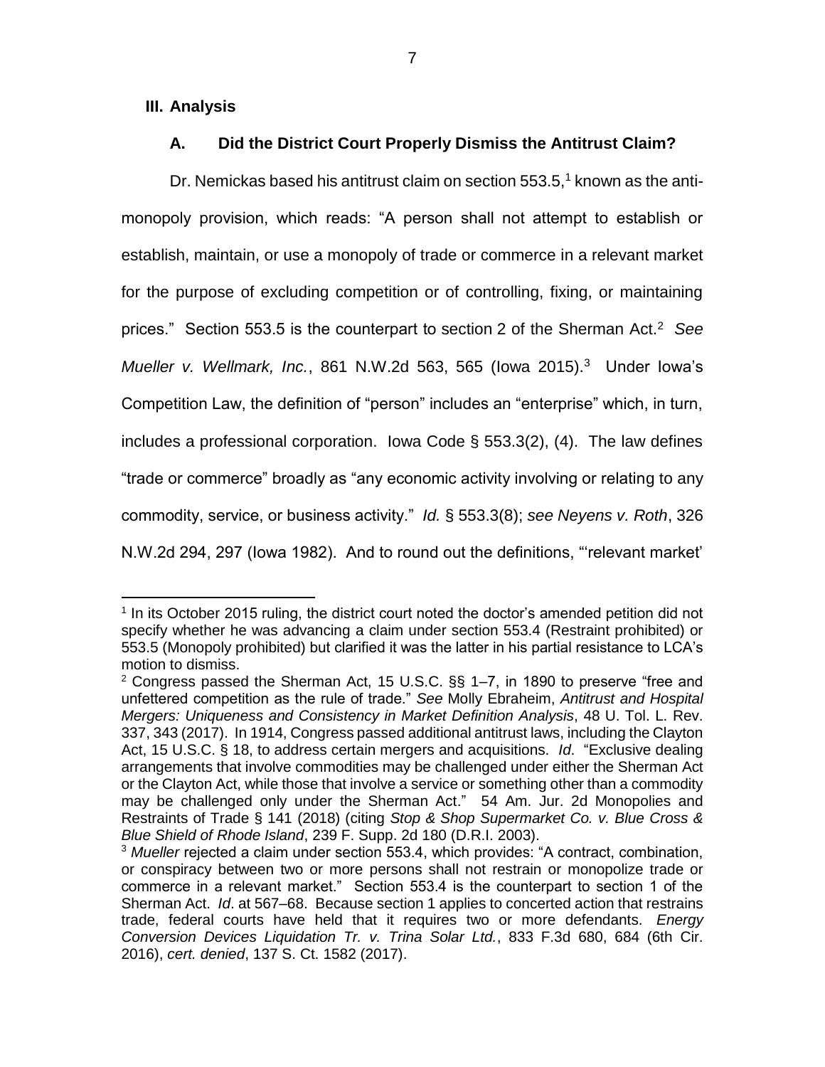## III. Analysis

### A. Did the District Court Properly Dismiss the Antitrust Claim?

Dr. Nemickas based his antitrust claim on section 553.5,[1] known as the anti-monopoly provision, which reads: "A person shall not attempt to establish or establish, maintain, or use a monopoly of trade or commerce in a relevant market for the purpose of excluding competition or of controlling, fixing, or maintaining prices." Section 553.5 is the counterpart to section 2 of the Sherman Act.[2] *See Mueller v. Wellmark, Inc.*, 861 N.W.2d 563, 565 (Iowa 2015).[3] Under Iowa's Competition Law, the definition of "person" includes an "enterprise" which, in turn, includes a professional corporation. Iowa Code § 553.3(2), (4). The law defines "trade or commerce" broadly as "any economic activity involving or relating to any commodity, service, or business activity." *Id.* § 553.3(8); *see Neyens v. Roth*, 326 N.W.2d 294, 297 (Iowa 1982). And to round out the definitions, "'relevant market'

---

[1] In its October 2015 ruling, the district court noted the doctor's amended petition did not specify whether he was advancing a claim under section 553.4 (Restraint prohibited) or 553.5 (Monopoly prohibited) but clarified it was the latter in his partial resistance to LCA's motion to dismiss.

[2] Congress passed the Sherman Act, 15 U.S.C. §§ 1–7, in 1890 to preserve "free and unfettered competition as the rule of trade." *See* Molly Ebraheim, *Antitrust and Hospital Mergers: Uniqueness and Consistency in Market Definition Analysis*, 48 U. Tol. L. Rev. 337, 343 (2017). In 1914, Congress passed additional antitrust laws, including the Clayton Act, 15 U.S.C. § 18, to address certain mergers and acquisitions. *Id*. "Exclusive dealing arrangements that involve commodities may be challenged under either the Sherman Act or the Clayton Act, while those that involve a service or something other than a commodity may be challenged only under the Sherman Act." 54 Am. Jur. 2d Monopolies and Restraints of Trade § 141 (2018) (citing *Stop & Shop Supermarket Co. v. Blue Cross & Blue Shield of Rhode Island*, 239 F. Supp. 2d 180 (D.R.I. 2003).

[3] *Mueller* rejected a claim under section 553.4, which provides: "A contract, combination, or conspiracy between two or more persons shall not restrain or monopolize trade or commerce in a relevant market." Section 553.4 is the counterpart to section 1 of the Sherman Act. *Id*. at 567–68. Because section 1 applies to concerted action that restrains trade, federal courts have held that it requires two or more defendants. *Energy Conversion Devices Liquidation Tr. v. Trina Solar Ltd.*, 833 F.3d 680, 684 (6th Cir. 2016), *cert. denied*, 137 S. Ct. 1582 (2017).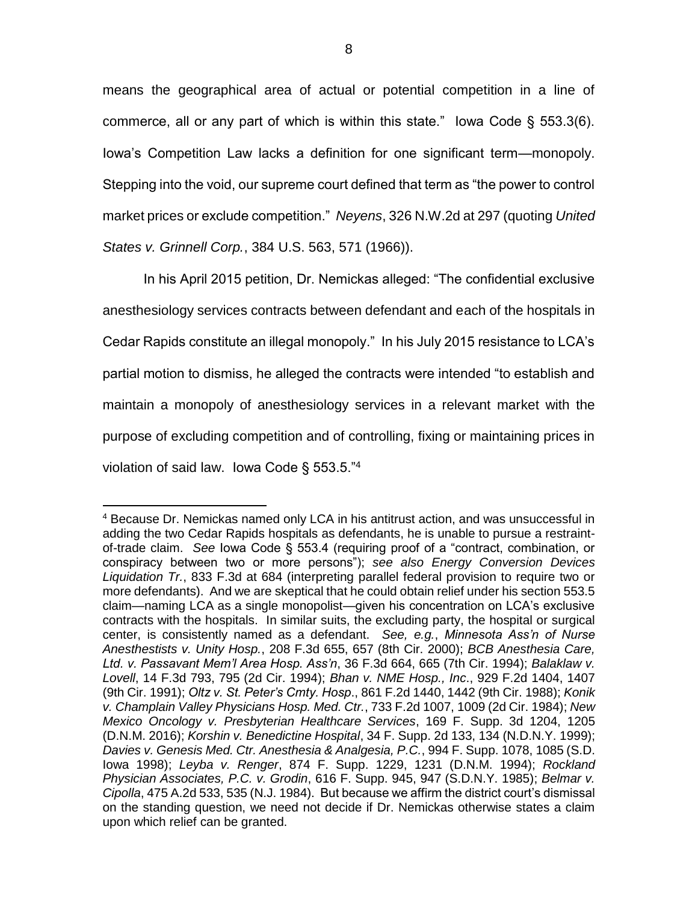means the geographical area of actual or potential competition in a line of commerce, all or any part of which is within this state." Iowa Code § 553.3(6). Iowa's Competition Law lacks a definition for one significant term—monopoly. Stepping into the void, our supreme court defined that term as "the power to control market prices or exclude competition." *Neyens*, 326 N.W.2d at 297 (quoting *United States v. Grinnell Corp.*, 384 U.S. 563, 571 (1966)).

In his April 2015 petition, Dr. Nemickas alleged: "The confidential exclusive anesthesiology services contracts between defendant and each of the hospitals in Cedar Rapids constitute an illegal monopoly." In his July 2015 resistance to LCA's partial motion to dismiss, he alleged the contracts were intended "to establish and maintain a monopoly of anesthesiology services in a relevant market with the purpose of excluding competition and of controlling, fixing or maintaining prices in violation of said law. Iowa Code § 553.5."[4]

---

[4] Because Dr. Nemickas named only LCA in his antitrust action, and was unsuccessful in adding the two Cedar Rapids hospitals as defendants, he is unable to pursue a restraint-of-trade claim. *See* Iowa Code § 553.4 (requiring proof of a "contract, combination, or conspiracy between two or more persons"); *see also Energy Conversion Devices Liquidation Tr.*, 833 F.3d at 684 (interpreting parallel federal provision to require two or more defendants). And we are skeptical that he could obtain relief under his section 553.5 claim—naming LCA as a single monopolist—given his concentration on LCA's exclusive contracts with the hospitals. In similar suits, the excluding party, the hospital or surgical center, is consistently named as a defendant. *See, e.g.*, *Minnesota Ass'n of Nurse Anesthestists v. Unity Hosp.*, 208 F.3d 655, 657 (8th Cir. 2000); *BCB Anesthesia Care, Ltd. v. Passavant Mem'l Area Hosp. Ass'n*, 36 F.3d 664, 665 (7th Cir. 1994); *Balaklaw v. Lovell*, 14 F.3d 793, 795 (2d Cir. 1994); *Bhan v. NME Hosp., Inc*., 929 F.2d 1404, 1407 (9th Cir. 1991); *Oltz v. St. Peter's Cmty. Hosp*., 861 F.2d 1440, 1442 (9th Cir. 1988); *Konik v. Champlain Valley Physicians Hosp. Med. Ctr.*, 733 F.2d 1007, 1009 (2d Cir. 1984); *New Mexico Oncology v. Presbyterian Healthcare Services*, 169 F. Supp. 3d 1204, 1205 (D.N.M. 2016); *Korshin v. Benedictine Hospital*, 34 F. Supp. 2d 133, 134 (N.D.N.Y. 1999); *Davies v. Genesis Med. Ctr. Anesthesia & Analgesia, P.C.*, 994 F. Supp. 1078, 1085 (S.D. Iowa 1998); *Leyba v. Renger*, 874 F. Supp. 1229, 1231 (D.N.M. 1994); *Rockland Physician Associates, P.C. v. Grodin*, 616 F. Supp. 945, 947 (S.D.N.Y. 1985); *Belmar v. Cipolla*, 475 A.2d 533, 535 (N.J. 1984). But because we affirm the district court's dismissal on the standing question, we need not decide if Dr. Nemickas otherwise states a claim upon which relief can be granted.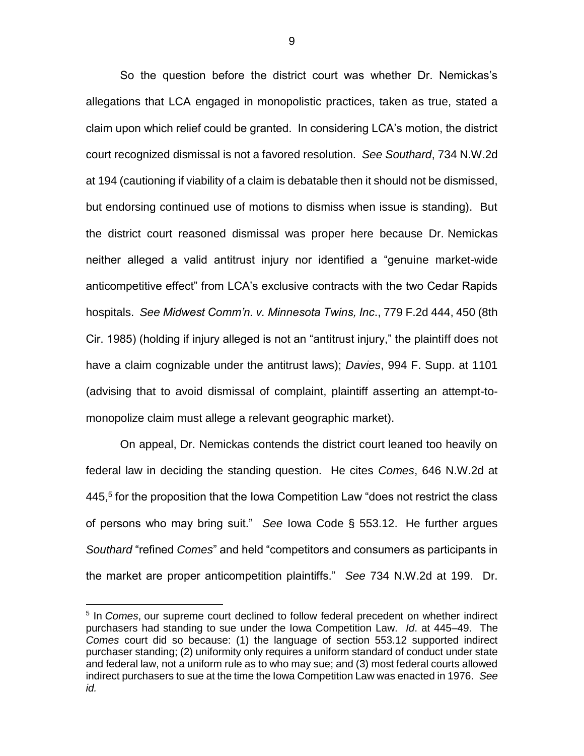So the question before the district court was whether Dr. Nemickas's allegations that LCA engaged in monopolistic practices, taken as true, stated a claim upon which relief could be granted. In considering LCA's motion, the district court recognized dismissal is not a favored resolution. *See Southard*, 734 N.W.2d at 194 (cautioning if viability of a claim is debatable then it should not be dismissed, but endorsing continued use of motions to dismiss when issue is standing). But the district court reasoned dismissal was proper here because Dr. Nemickas neither alleged a valid antitrust injury nor identified a "genuine market-wide anticompetitive effect" from LCA's exclusive contracts with the two Cedar Rapids hospitals. *See Midwest Comm'n. v. Minnesota Twins, Inc.*, 779 F.2d 444, 450 (8th Cir. 1985) (holding if injury alleged is not an "antitrust injury," the plaintiff does not have a claim cognizable under the antitrust laws); *Davies*, 994 F. Supp. at 1101 (advising that to avoid dismissal of complaint, plaintiff asserting an attempt-to-monopolize claim must allege a relevant geographic market).

On appeal, Dr. Nemickas contends the district court leaned too heavily on federal law in deciding the standing question. He cites *Comes*, 646 N.W.2d at 445,[5] for the proposition that the Iowa Competition Law "does not restrict the class of persons who may bring suit." *See* Iowa Code § 553.12. He further argues *Southard* "refined *Comes*" and held "competitors and consumers as participants in the market are proper anticompetition plaintiffs." *See* 734 N.W.2d at 199. Dr.

[5] In *Comes*, our supreme court declined to follow federal precedent on whether indirect purchasers had standing to sue under the Iowa Competition Law. *Id*. at 445–49. The *Comes* court did so because: (1) the language of section 553.12 supported indirect purchaser standing; (2) uniformity only requires a uniform standard of conduct under state and federal law, not a uniform rule as to who may sue; and (3) most federal courts allowed indirect purchasers to sue at the time the Iowa Competition Law was enacted in 1976. *See id.*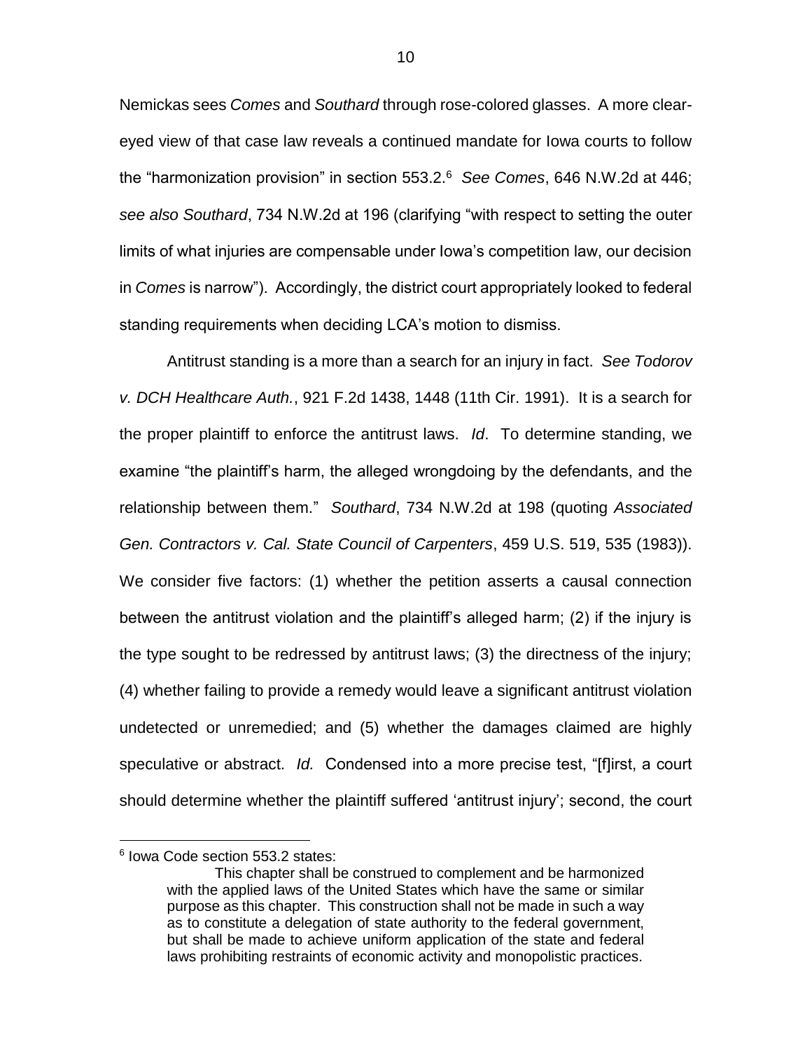Nemickas sees *Comes* and *Southard* through rose-colored glasses. A more clear-eyed view of that case law reveals a continued mandate for Iowa courts to follow the "harmonization provision" in section 553.2.[6] *See Comes*, 646 N.W.2d at 446; *see also Southard*, 734 N.W.2d at 196 (clarifying "with respect to setting the outer limits of what injuries are compensable under Iowa's competition law, our decision in *Comes* is narrow"). Accordingly, the district court appropriately looked to federal standing requirements when deciding LCA's motion to dismiss.

Antitrust standing is a more than a search for an injury in fact. *See Todorov v. DCH Healthcare Auth.*, 921 F.2d 1438, 1448 (11th Cir. 1991). It is a search for the proper plaintiff to enforce the antitrust laws. *Id*. To determine standing, we examine "the plaintiff's harm, the alleged wrongdoing by the defendants, and the relationship between them." *Southard*, 734 N.W.2d at 198 (quoting *Associated Gen. Contractors v. Cal. State Council of Carpenters*, 459 U.S. 519, 535 (1983)). We consider five factors: (1) whether the petition asserts a causal connection between the antitrust violation and the plaintiff's alleged harm; (2) if the injury is the type sought to be redressed by antitrust laws; (3) the directness of the injury; (4) whether failing to provide a remedy would leave a significant antitrust violation undetected or unremedied; and (5) whether the damages claimed are highly speculative or abstract. *Id.* Condensed into a more precise test, "[f]irst, a court should determine whether the plaintiff suffered 'antitrust injury'; second, the court

---

[6] Iowa Code section 553.2 states:

> This chapter shall be construed to complement and be harmonized with the applied laws of the United States which have the same or similar purpose as this chapter. This construction shall not be made in such a way as to constitute a delegation of state authority to the federal government, but shall be made to achieve uniform application of the state and federal laws prohibiting restraints of economic activity and monopolistic practices.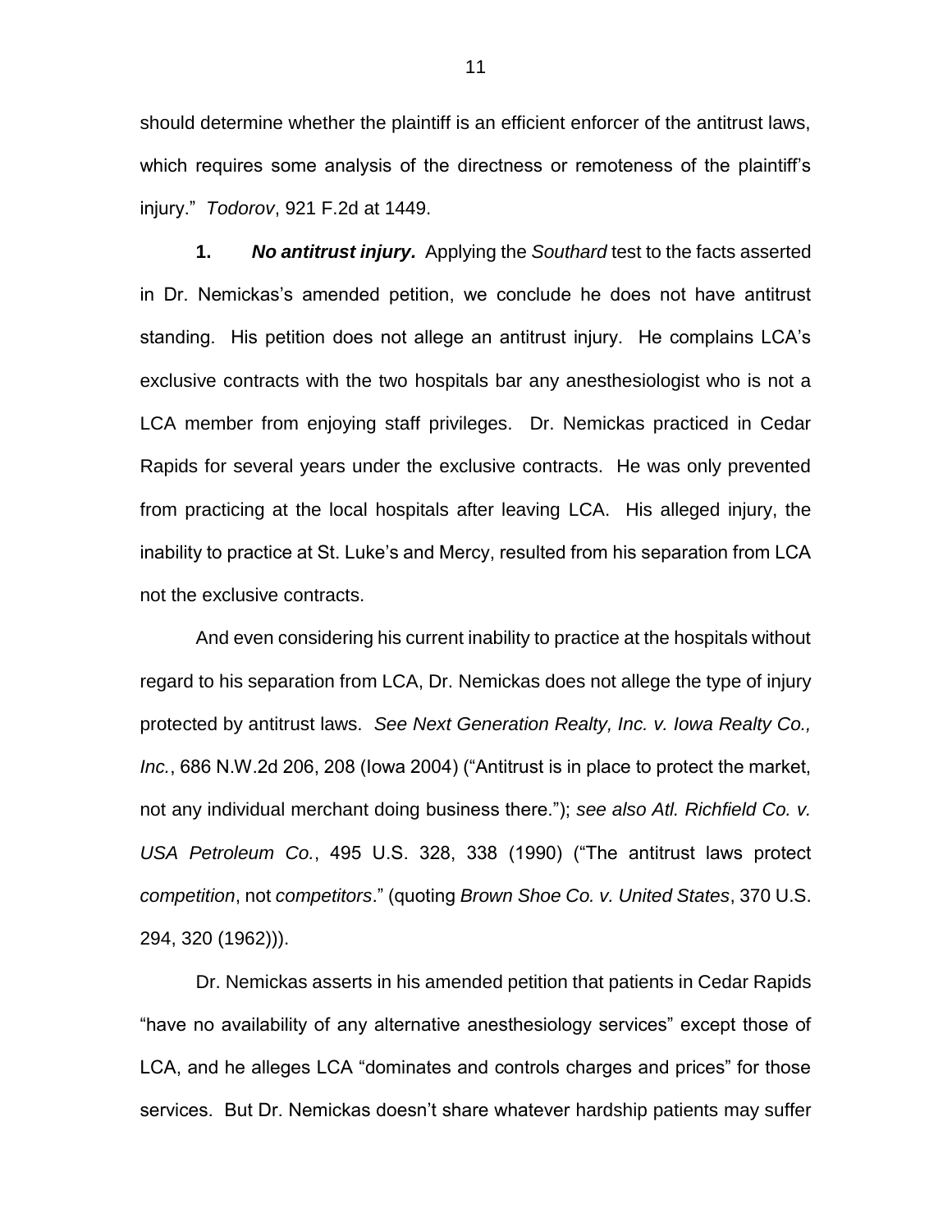should determine whether the plaintiff is an efficient enforcer of the antitrust laws, which requires some analysis of the directness or remoteness of the plaintiff's injury." *Todorov*, 921 F.2d at 1449.

**1.** ***No antitrust injury.*** Applying the *Southard* test to the facts asserted in Dr. Nemickas's amended petition, we conclude he does not have antitrust standing. His petition does not allege an antitrust injury. He complains LCA's exclusive contracts with the two hospitals bar any anesthesiologist who is not a LCA member from enjoying staff privileges. Dr. Nemickas practiced in Cedar Rapids for several years under the exclusive contracts. He was only prevented from practicing at the local hospitals after leaving LCA. His alleged injury, the inability to practice at St. Luke's and Mercy, resulted from his separation from LCA not the exclusive contracts.

And even considering his current inability to practice at the hospitals without regard to his separation from LCA, Dr. Nemickas does not allege the type of injury protected by antitrust laws. *See Next Generation Realty, Inc. v. Iowa Realty Co., Inc.*, 686 N.W.2d 206, 208 (Iowa 2004) ("Antitrust is in place to protect the market, not any individual merchant doing business there."); *see also Atl. Richfield Co. v. USA Petroleum Co.*, 495 U.S. 328, 338 (1990) ("The antitrust laws protect *competition*, not *competitors*." (quoting *Brown Shoe Co. v. United States*, 370 U.S. 294, 320 (1962))).

Dr. Nemickas asserts in his amended petition that patients in Cedar Rapids "have no availability of any alternative anesthesiology services" except those of LCA, and he alleges LCA "dominates and controls charges and prices" for those services. But Dr. Nemickas doesn't share whatever hardship patients may suffer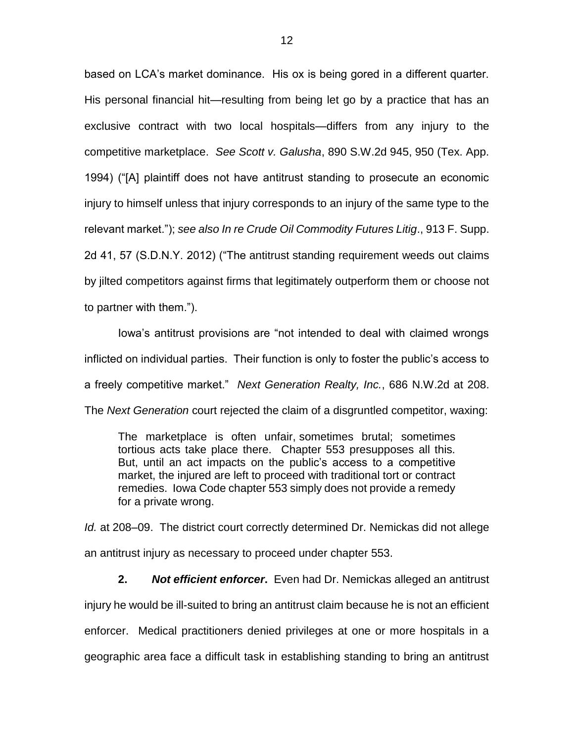based on LCA's market dominance. His ox is being gored in a different quarter. His personal financial hit—resulting from being let go by a practice that has an exclusive contract with two local hospitals—differs from any injury to the competitive marketplace. *See Scott v. Galusha*, 890 S.W.2d 945, 950 (Tex. App. 1994) ("[A] plaintiff does not have antitrust standing to prosecute an economic injury to himself unless that injury corresponds to an injury of the same type to the relevant market."); *see also In re Crude Oil Commodity Futures Litig*., 913 F. Supp. 2d 41, 57 (S.D.N.Y. 2012) ("The antitrust standing requirement weeds out claims by jilted competitors against firms that legitimately outperform them or choose not to partner with them.").

Iowa's antitrust provisions are "not intended to deal with claimed wrongs inflicted on individual parties. Their function is only to foster the public's access to a freely competitive market." *Next Generation Realty, Inc.*, 686 N.W.2d at 208. The *Next Generation* court rejected the claim of a disgruntled competitor, waxing:

> The marketplace is often unfair, sometimes brutal; sometimes tortious acts take place there. Chapter 553 presupposes all this. But, until an act impacts on the public's access to a competitive market, the injured are left to proceed with traditional tort or contract remedies. Iowa Code chapter 553 simply does not provide a remedy for a private wrong.

*Id.* at 208–09. The district court correctly determined Dr. Nemickas did not allege an antitrust injury as necessary to proceed under chapter 553.

**2. *Not efficient enforcer*.** Even had Dr. Nemickas alleged an antitrust injury he would be ill-suited to bring an antitrust claim because he is not an efficient enforcer. Medical practitioners denied privileges at one or more hospitals in a geographic area face a difficult task in establishing standing to bring an antitrust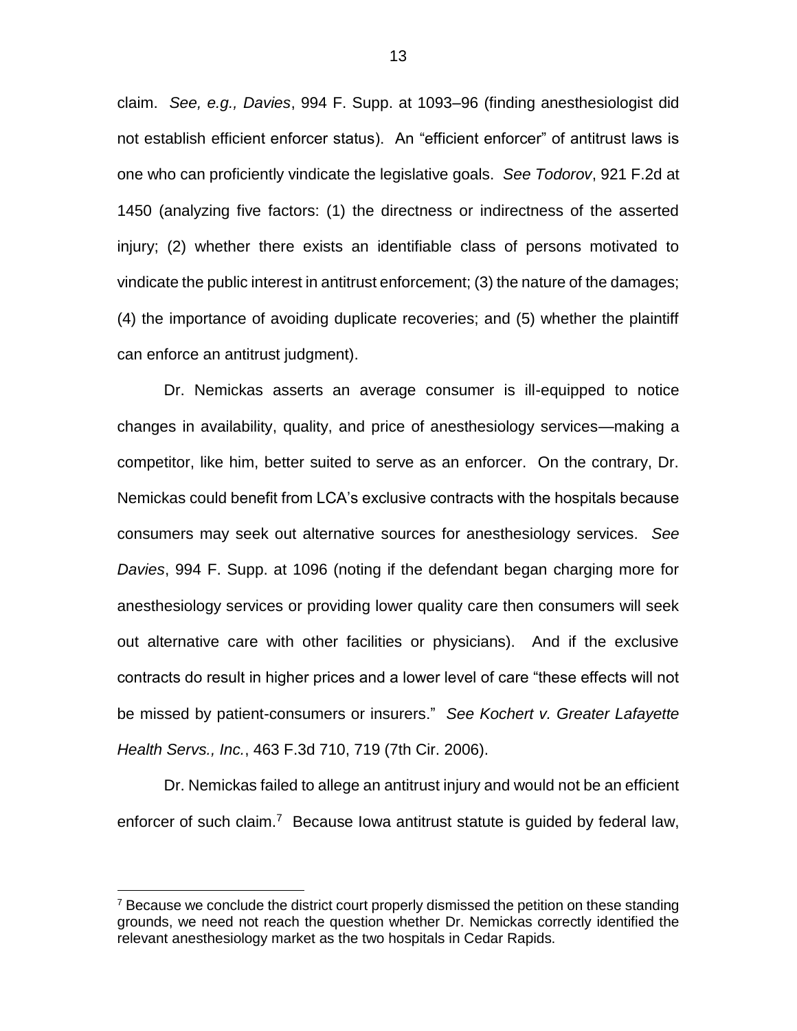claim. *See, e.g., Davies*, 994 F. Supp. at 1093–96 (finding anesthesiologist did not establish efficient enforcer status). An "efficient enforcer" of antitrust laws is one who can proficiently vindicate the legislative goals. *See Todorov*, 921 F.2d at 1450 (analyzing five factors: (1) the directness or indirectness of the asserted injury; (2) whether there exists an identifiable class of persons motivated to vindicate the public interest in antitrust enforcement; (3) the nature of the damages; (4) the importance of avoiding duplicate recoveries; and (5) whether the plaintiff can enforce an antitrust judgment).

Dr. Nemickas asserts an average consumer is ill-equipped to notice changes in availability, quality, and price of anesthesiology services—making a competitor, like him, better suited to serve as an enforcer. On the contrary, Dr. Nemickas could benefit from LCA's exclusive contracts with the hospitals because consumers may seek out alternative sources for anesthesiology services. *See Davies*, 994 F. Supp. at 1096 (noting if the defendant began charging more for anesthesiology services or providing lower quality care then consumers will seek out alternative care with other facilities or physicians). And if the exclusive contracts do result in higher prices and a lower level of care "these effects will not be missed by patient-consumers or insurers." *See Kochert v. Greater Lafayette Health Servs., Inc.*, 463 F.3d 710, 719 (7th Cir. 2006).

Dr. Nemickas failed to allege an antitrust injury and would not be an efficient enforcer of such claim.[7] Because Iowa antitrust statute is guided by federal law,

[7] Because we conclude the district court properly dismissed the petition on these standing grounds, we need not reach the question whether Dr. Nemickas correctly identified the relevant anesthesiology market as the two hospitals in Cedar Rapids.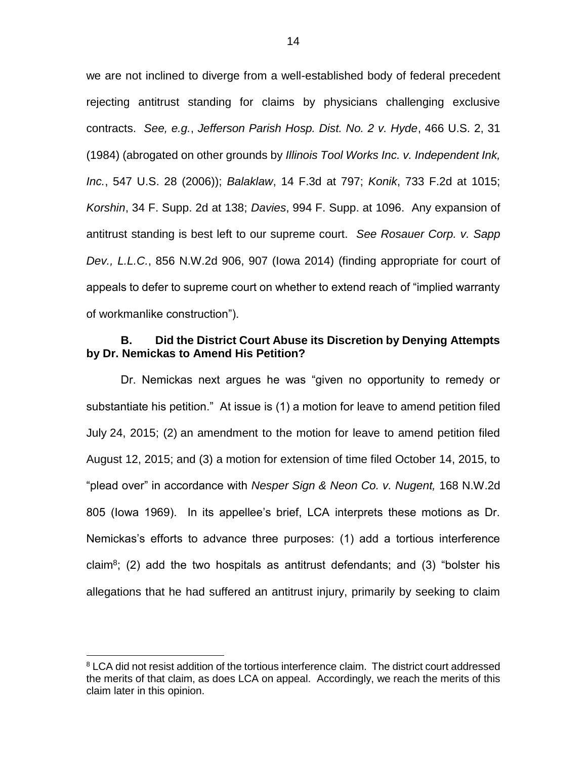we are not inclined to diverge from a well-established body of federal precedent rejecting antitrust standing for claims by physicians challenging exclusive contracts. *See, e.g.*, *Jefferson Parish Hosp. Dist. No. 2 v. Hyde*, 466 U.S. 2, 31 (1984) (abrogated on other grounds by *Illinois Tool Works Inc. v. Independent Ink, Inc.*, 547 U.S. 28 (2006)); *Balaklaw*, 14 F.3d at 797; *Konik*, 733 F.2d at 1015; *Korshin*, 34 F. Supp. 2d at 138; *Davies*, 994 F. Supp. at 1096. Any expansion of antitrust standing is best left to our supreme court. *See Rosauer Corp. v. Sapp Dev., L.L.C.*, 856 N.W.2d 906, 907 (Iowa 2014) (finding appropriate for court of appeals to defer to supreme court on whether to extend reach of "implied warranty of workmanlike construction").

### B. Did the District Court Abuse its Discretion by Denying Attempts by Dr. Nemickas to Amend His Petition?

Dr. Nemickas next argues he was "given no opportunity to remedy or substantiate his petition." At issue is (1) a motion for leave to amend petition filed July 24, 2015; (2) an amendment to the motion for leave to amend petition filed August 12, 2015; and (3) a motion for extension of time filed October 14, 2015, to "plead over" in accordance with *Nesper Sign & Neon Co. v. Nugent,* 168 N.W.2d 805 (Iowa 1969). In its appellee's brief, LCA interprets these motions as Dr. Nemickas's efforts to advance three purposes: (1) add a tortious interference claim[8]; (2) add the two hospitals as antitrust defendants; and (3) "bolster his allegations that he had suffered an antitrust injury, primarily by seeking to claim

[8] LCA did not resist addition of the tortious interference claim. The district court addressed the merits of that claim, as does LCA on appeal. Accordingly, we reach the merits of this claim later in this opinion.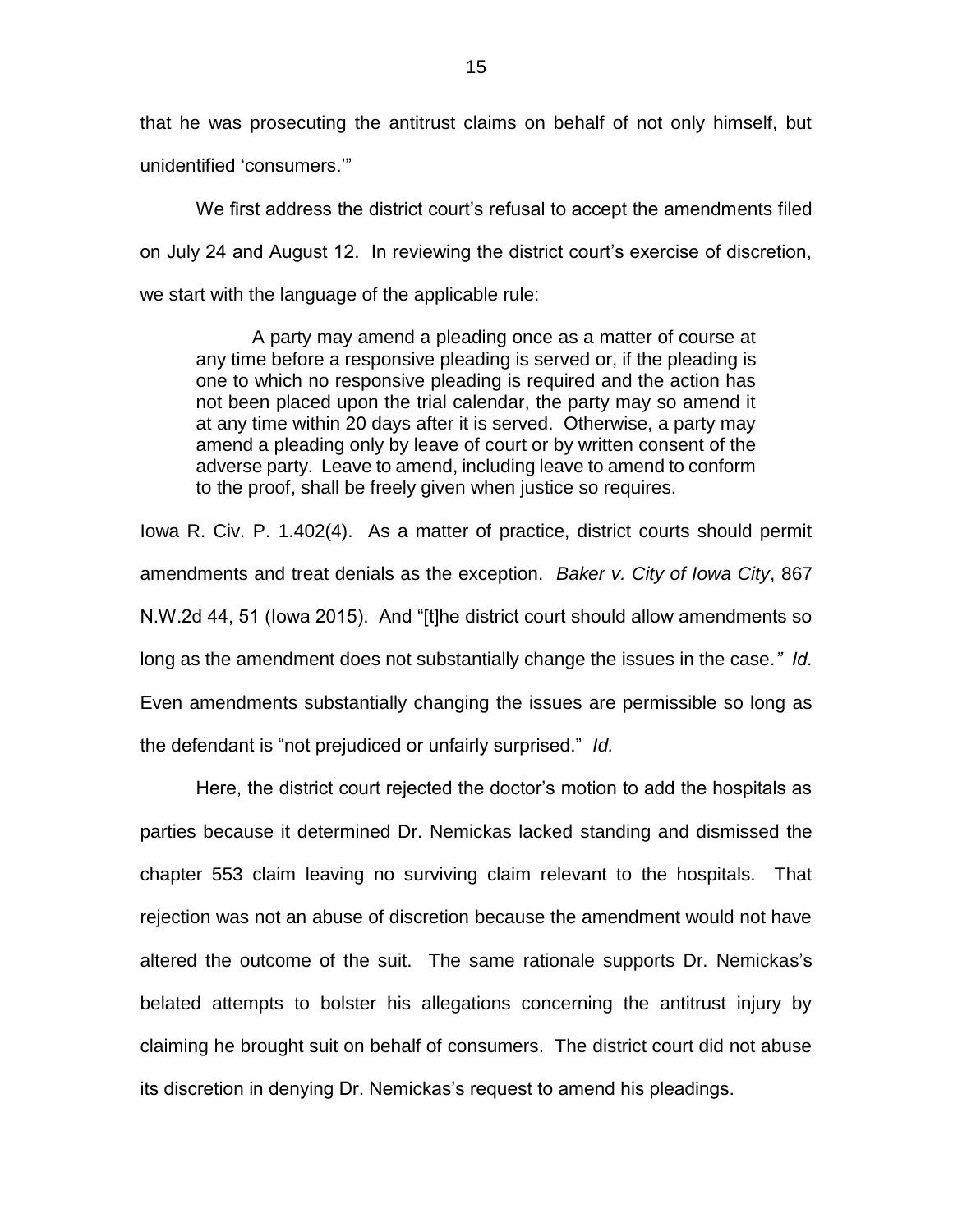that he was prosecuting the antitrust claims on behalf of not only himself, but unidentified 'consumers.'"

We first address the district court's refusal to accept the amendments filed on July 24 and August 12. In reviewing the district court's exercise of discretion, we start with the language of the applicable rule:

> A party may amend a pleading once as a matter of course at any time before a responsive pleading is served or, if the pleading is one to which no responsive pleading is required and the action has not been placed upon the trial calendar, the party may so amend it at any time within 20 days after it is served. Otherwise, a party may amend a pleading only by leave of court or by written consent of the adverse party. Leave to amend, including leave to amend to conform to the proof, shall be freely given when justice so requires.

Iowa R. Civ. P. 1.402(4). As a matter of practice, district courts should permit amendments and treat denials as the exception. *Baker v. City of Iowa City*, 867 N.W.2d 44, 51 (Iowa 2015). And "[t]he district court should allow amendments so long as the amendment does not substantially change the issues in the case*." Id.* Even amendments substantially changing the issues are permissible so long as the defendant is "not prejudiced or unfairly surprised." *Id.*

Here, the district court rejected the doctor's motion to add the hospitals as parties because it determined Dr. Nemickas lacked standing and dismissed the chapter 553 claim leaving no surviving claim relevant to the hospitals. That rejection was not an abuse of discretion because the amendment would not have altered the outcome of the suit. The same rationale supports Dr. Nemickas's belated attempts to bolster his allegations concerning the antitrust injury by claiming he brought suit on behalf of consumers. The district court did not abuse its discretion in denying Dr. Nemickas's request to amend his pleadings.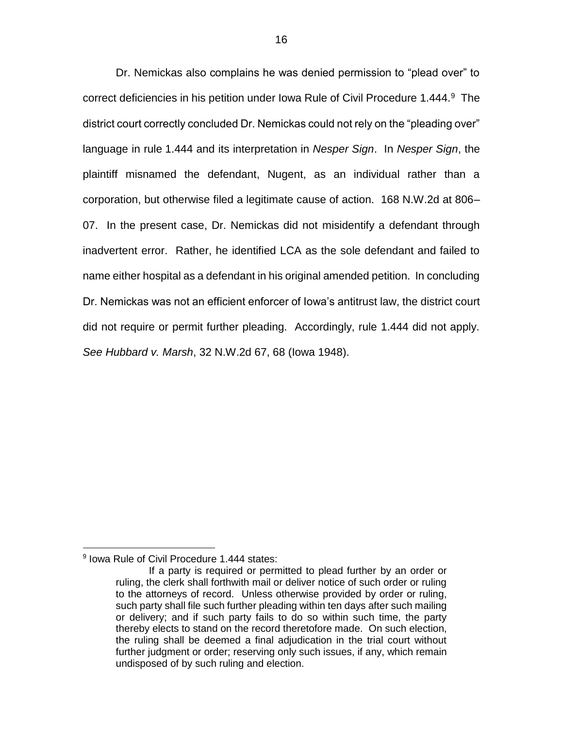Dr. Nemickas also complains he was denied permission to "plead over" to correct deficiencies in his petition under Iowa Rule of Civil Procedure 1.444.[9] The district court correctly concluded Dr. Nemickas could not rely on the "pleading over" language in rule 1.444 and its interpretation in *Nesper Sign*. In *Nesper Sign*, the plaintiff misnamed the defendant, Nugent, as an individual rather than a corporation, but otherwise filed a legitimate cause of action. 168 N.W.2d at 806–07. In the present case, Dr. Nemickas did not misidentify a defendant through inadvertent error. Rather, he identified LCA as the sole defendant and failed to name either hospital as a defendant in his original amended petition. In concluding Dr. Nemickas was not an efficient enforcer of Iowa's antitrust law, the district court did not require or permit further pleading. Accordingly, rule 1.444 did not apply. *See Hubbard v. Marsh*, 32 N.W.2d 67, 68 (Iowa 1948).

---

[9] Iowa Rule of Civil Procedure 1.444 states:

> If a party is required or permitted to plead further by an order or ruling, the clerk shall forthwith mail or deliver notice of such order or ruling to the attorneys of record. Unless otherwise provided by order or ruling, such party shall file such further pleading within ten days after such mailing or delivery; and if such party fails to do so within such time, the party thereby elects to stand on the record theretofore made. On such election, the ruling shall be deemed a final adjudication in the trial court without further judgment or order; reserving only such issues, if any, which remain undisposed of by such ruling and election.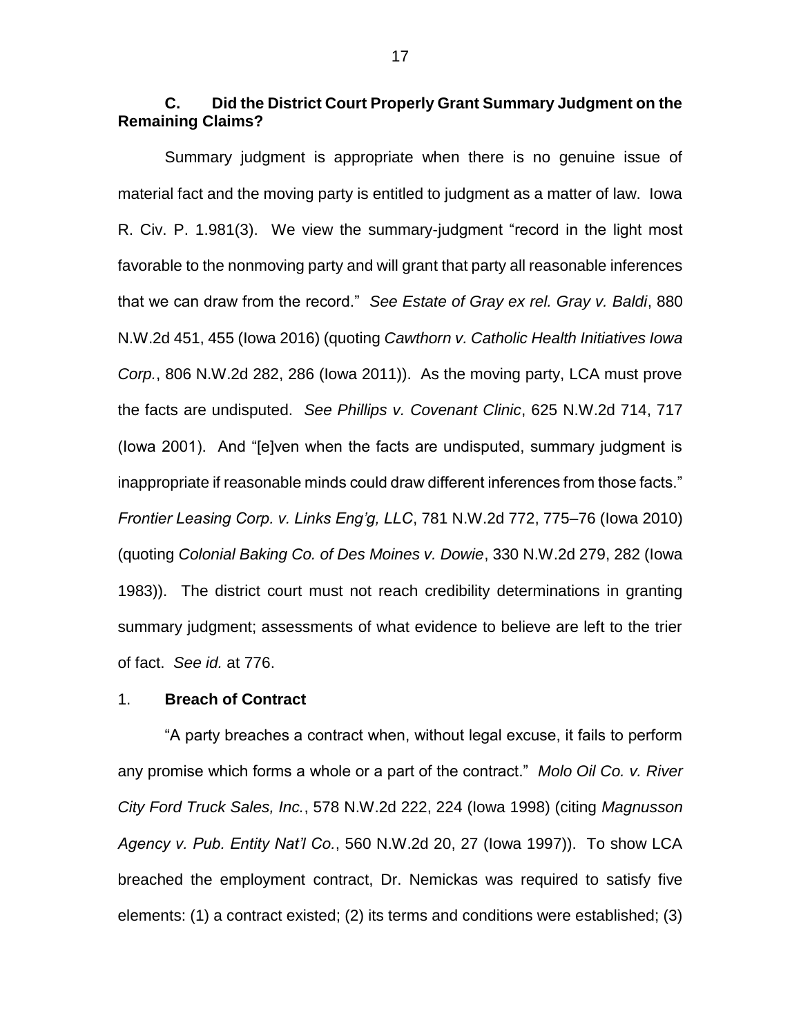### C. Did the District Court Properly Grant Summary Judgment on the Remaining Claims?

Summary judgment is appropriate when there is no genuine issue of material fact and the moving party is entitled to judgment as a matter of law. Iowa R. Civ. P. 1.981(3). We view the summary-judgment "record in the light most favorable to the nonmoving party and will grant that party all reasonable inferences that we can draw from the record." *See Estate of Gray ex rel. Gray v. Baldi*, 880 N.W.2d 451, 455 (Iowa 2016) (quoting *Cawthorn v. Catholic Health Initiatives Iowa Corp.*, 806 N.W.2d 282, 286 (Iowa 2011)). As the moving party, LCA must prove the facts are undisputed. *See Phillips v. Covenant Clinic*, 625 N.W.2d 714, 717 (Iowa 2001). And "[e]ven when the facts are undisputed, summary judgment is inappropriate if reasonable minds could draw different inferences from those facts." *Frontier Leasing Corp. v. Links Eng'g, LLC*, 781 N.W.2d 772, 775–76 (Iowa 2010) (quoting *Colonial Baking Co. of Des Moines v. Dowie*, 330 N.W.2d 279, 282 (Iowa 1983)). The district court must not reach credibility determinations in granting summary judgment; assessments of what evidence to believe are left to the trier of fact. *See id.* at 776.

#### 1. Breach of Contract

"A party breaches a contract when, without legal excuse, it fails to perform any promise which forms a whole or a part of the contract." *Molo Oil Co. v. River City Ford Truck Sales, Inc.*, 578 N.W.2d 222, 224 (Iowa 1998) (citing *Magnusson Agency v. Pub. Entity Nat'l Co.*, 560 N.W.2d 20, 27 (Iowa 1997)). To show LCA breached the employment contract, Dr. Nemickas was required to satisfy five elements: (1) a contract existed; (2) its terms and conditions were established; (3)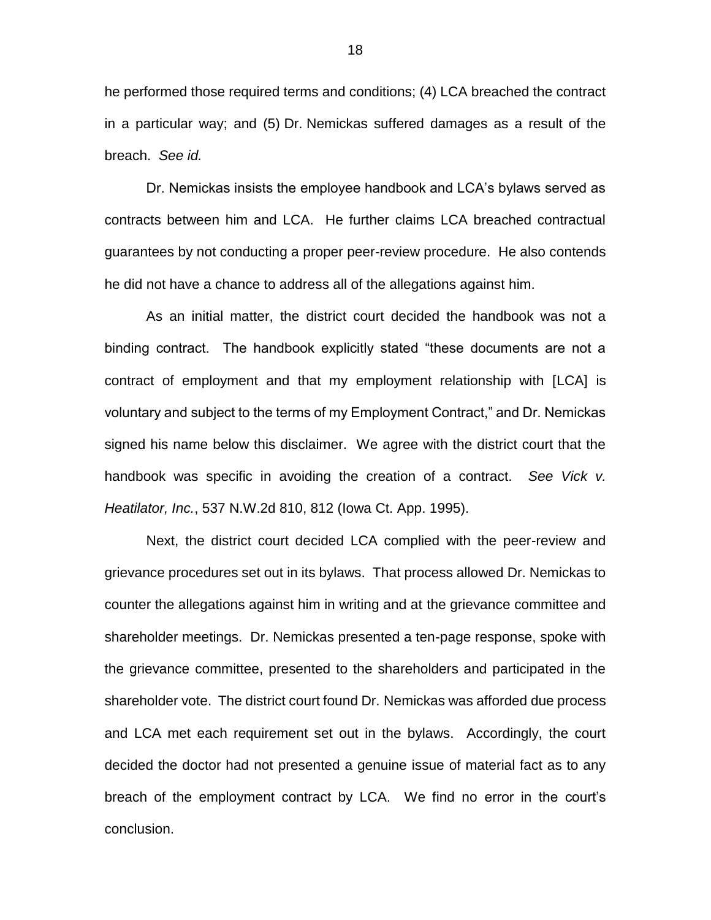he performed those required terms and conditions; (4) LCA breached the contract in a particular way; and (5) Dr. Nemickas suffered damages as a result of the breach. *See id.*

Dr. Nemickas insists the employee handbook and LCA's bylaws served as contracts between him and LCA. He further claims LCA breached contractual guarantees by not conducting a proper peer-review procedure. He also contends he did not have a chance to address all of the allegations against him.

As an initial matter, the district court decided the handbook was not a binding contract. The handbook explicitly stated "these documents are not a contract of employment and that my employment relationship with [LCA] is voluntary and subject to the terms of my Employment Contract," and Dr. Nemickas signed his name below this disclaimer. We agree with the district court that the handbook was specific in avoiding the creation of a contract. *See Vick v. Heatilator, Inc.*, 537 N.W.2d 810, 812 (Iowa Ct. App. 1995).

Next, the district court decided LCA complied with the peer-review and grievance procedures set out in its bylaws. That process allowed Dr. Nemickas to counter the allegations against him in writing and at the grievance committee and shareholder meetings. Dr. Nemickas presented a ten-page response, spoke with the grievance committee, presented to the shareholders and participated in the shareholder vote. The district court found Dr. Nemickas was afforded due process and LCA met each requirement set out in the bylaws. Accordingly, the court decided the doctor had not presented a genuine issue of material fact as to any breach of the employment contract by LCA. We find no error in the court's conclusion.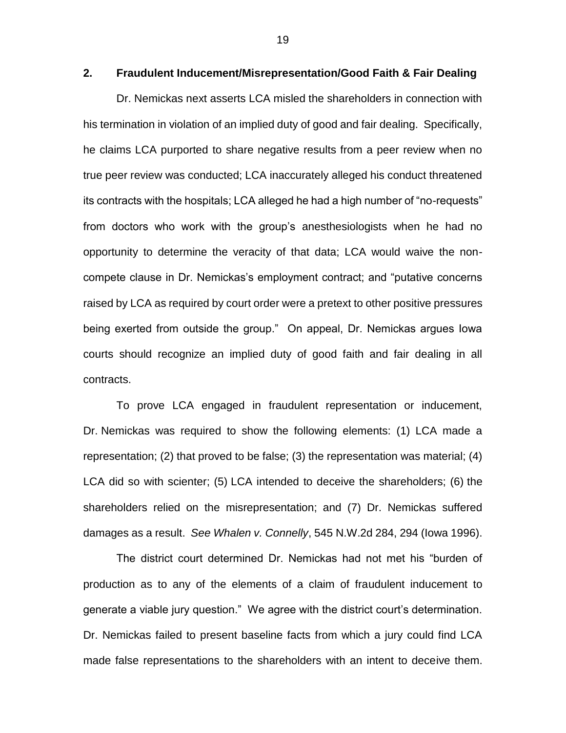### 2. Fraudulent Inducement/Misrepresentation/Good Faith & Fair Dealing

Dr. Nemickas next asserts LCA misled the shareholders in connection with his termination in violation of an implied duty of good and fair dealing. Specifically, he claims LCA purported to share negative results from a peer review when no true peer review was conducted; LCA inaccurately alleged his conduct threatened its contracts with the hospitals; LCA alleged he had a high number of "no-requests" from doctors who work with the group's anesthesiologists when he had no opportunity to determine the veracity of that data; LCA would waive the non-compete clause in Dr. Nemickas's employment contract; and "putative concerns raised by LCA as required by court order were a pretext to other positive pressures being exerted from outside the group." On appeal, Dr. Nemickas argues Iowa courts should recognize an implied duty of good faith and fair dealing in all contracts.

To prove LCA engaged in fraudulent representation or inducement, Dr. Nemickas was required to show the following elements: (1) LCA made a representation; (2) that proved to be false; (3) the representation was material; (4) LCA did so with scienter; (5) LCA intended to deceive the shareholders; (6) the shareholders relied on the misrepresentation; and (7) Dr. Nemickas suffered damages as a result. *See Whalen v. Connelly*, 545 N.W.2d 284, 294 (Iowa 1996).

The district court determined Dr. Nemickas had not met his "burden of production as to any of the elements of a claim of fraudulent inducement to generate a viable jury question." We agree with the district court's determination. Dr. Nemickas failed to present baseline facts from which a jury could find LCA made false representations to the shareholders with an intent to deceive them.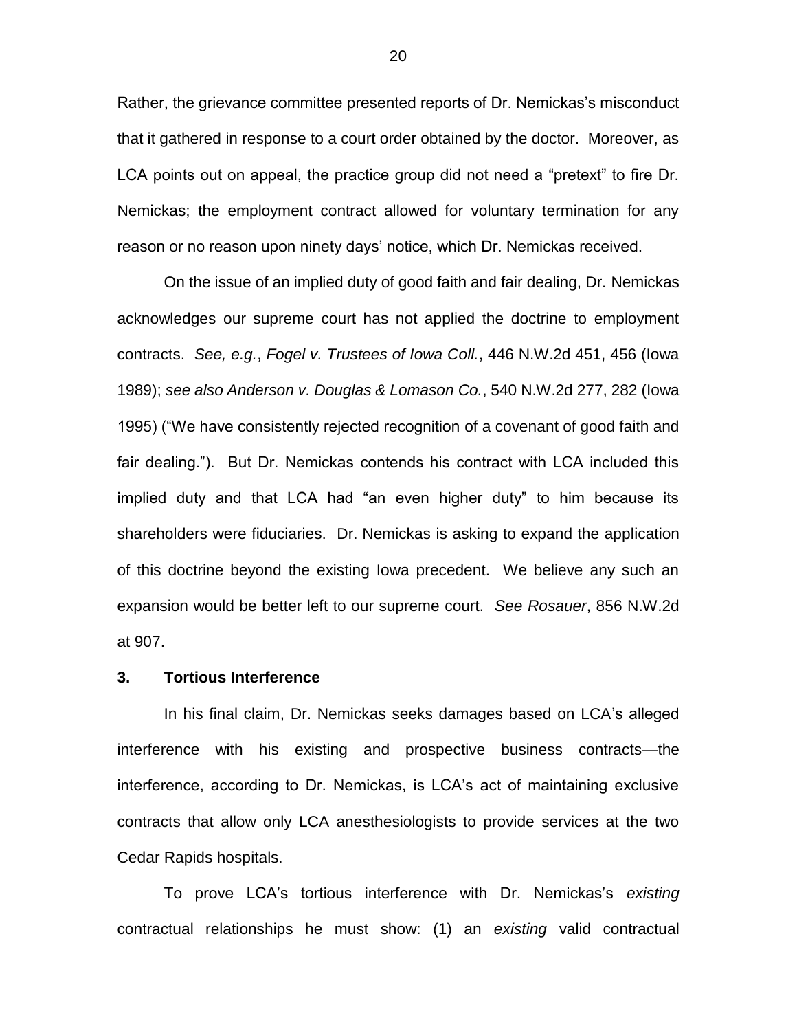Rather, the grievance committee presented reports of Dr. Nemickas's misconduct that it gathered in response to a court order obtained by the doctor. Moreover, as LCA points out on appeal, the practice group did not need a "pretext" to fire Dr. Nemickas; the employment contract allowed for voluntary termination for any reason or no reason upon ninety days' notice, which Dr. Nemickas received.

On the issue of an implied duty of good faith and fair dealing, Dr. Nemickas acknowledges our supreme court has not applied the doctrine to employment contracts. *See, e.g.*, *Fogel v. Trustees of Iowa Coll.*, 446 N.W.2d 451, 456 (Iowa 1989); *see also Anderson v. Douglas & Lomason Co.*, 540 N.W.2d 277, 282 (Iowa 1995) ("We have consistently rejected recognition of a covenant of good faith and fair dealing."). But Dr. Nemickas contends his contract with LCA included this implied duty and that LCA had "an even higher duty" to him because its shareholders were fiduciaries. Dr. Nemickas is asking to expand the application of this doctrine beyond the existing Iowa precedent. We believe any such an expansion would be better left to our supreme court. *See Rosauer*, 856 N.W.2d at 907.

### 3. Tortious Interference

In his final claim, Dr. Nemickas seeks damages based on LCA's alleged interference with his existing and prospective business contracts—the interference, according to Dr. Nemickas, is LCA's act of maintaining exclusive contracts that allow only LCA anesthesiologists to provide services at the two Cedar Rapids hospitals.

To prove LCA's tortious interference with Dr. Nemickas's *existing* contractual relationships he must show: (1) an *existing* valid contractual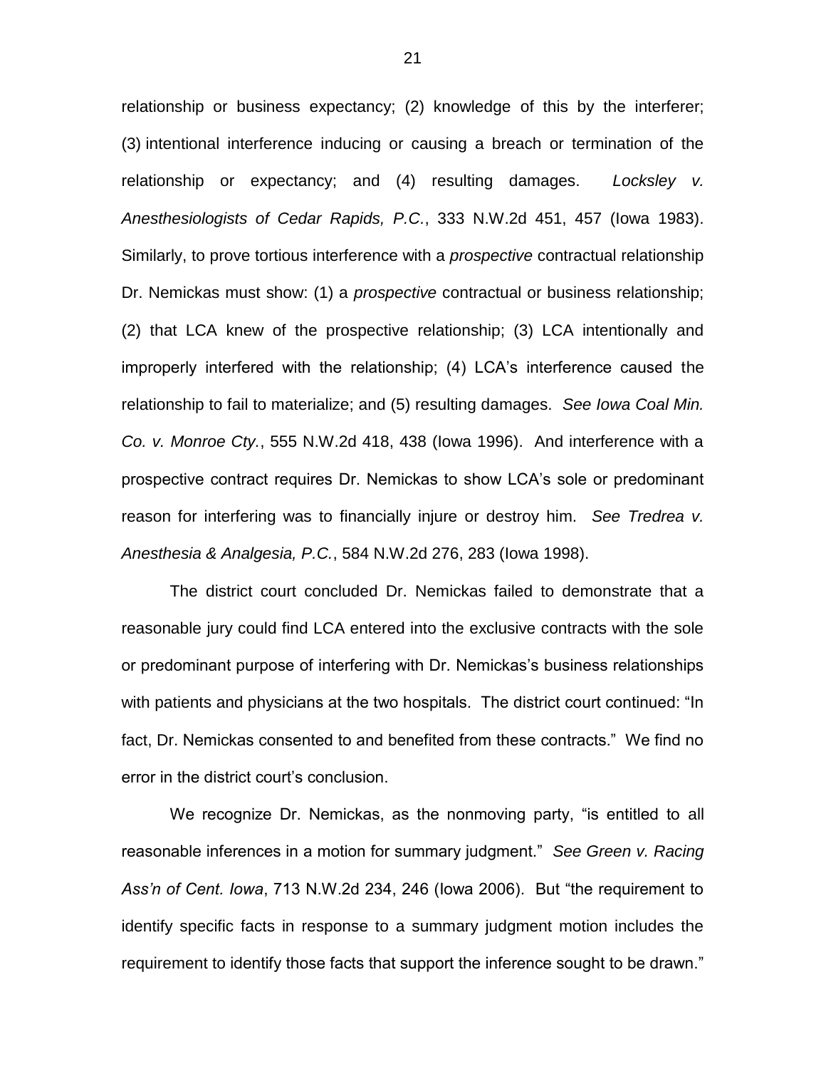relationship or business expectancy; (2) knowledge of this by the interferer; (3) intentional interference inducing or causing a breach or termination of the relationship or expectancy; and (4) resulting damages. *Locksley v. Anesthesiologists of Cedar Rapids, P.C.*, 333 N.W.2d 451, 457 (Iowa 1983). Similarly, to prove tortious interference with a *prospective* contractual relationship Dr. Nemickas must show: (1) a *prospective* contractual or business relationship; (2) that LCA knew of the prospective relationship; (3) LCA intentionally and improperly interfered with the relationship; (4) LCA's interference caused the relationship to fail to materialize; and (5) resulting damages. *See Iowa Coal Min. Co. v. Monroe Cty.*, 555 N.W.2d 418, 438 (Iowa 1996). And interference with a prospective contract requires Dr. Nemickas to show LCA's sole or predominant reason for interfering was to financially injure or destroy him. *See Tredrea v. Anesthesia & Analgesia, P.C.*, 584 N.W.2d 276, 283 (Iowa 1998).

The district court concluded Dr. Nemickas failed to demonstrate that a reasonable jury could find LCA entered into the exclusive contracts with the sole or predominant purpose of interfering with Dr. Nemickas's business relationships with patients and physicians at the two hospitals. The district court continued: "In fact, Dr. Nemickas consented to and benefited from these contracts." We find no error in the district court's conclusion.

We recognize Dr. Nemickas, as the nonmoving party, "is entitled to all reasonable inferences in a motion for summary judgment." *See Green v. Racing Ass'n of Cent. Iowa*, 713 N.W.2d 234, 246 (Iowa 2006). But "the requirement to identify specific facts in response to a summary judgment motion includes the requirement to identify those facts that support the inference sought to be drawn."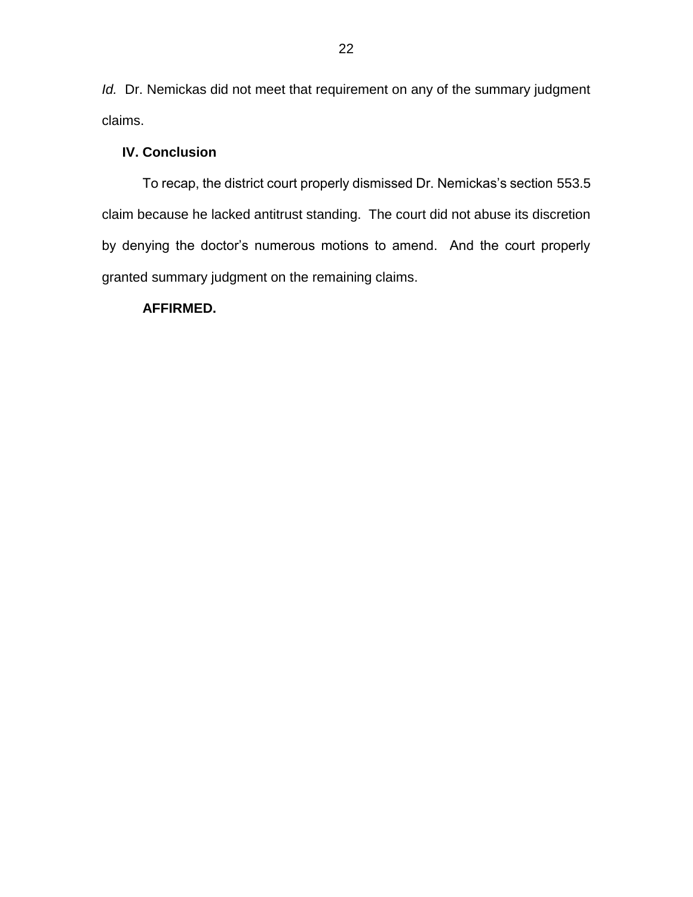*Id.* Dr. Nemickas did not meet that requirement on any of the summary judgment claims.

## IV. Conclusion

To recap, the district court properly dismissed Dr. Nemickas's section 553.5 claim because he lacked antitrust standing. The court did not abuse its discretion by denying the doctor's numerous motions to amend. And the court properly granted summary judgment on the remaining claims.

**AFFIRMED.**